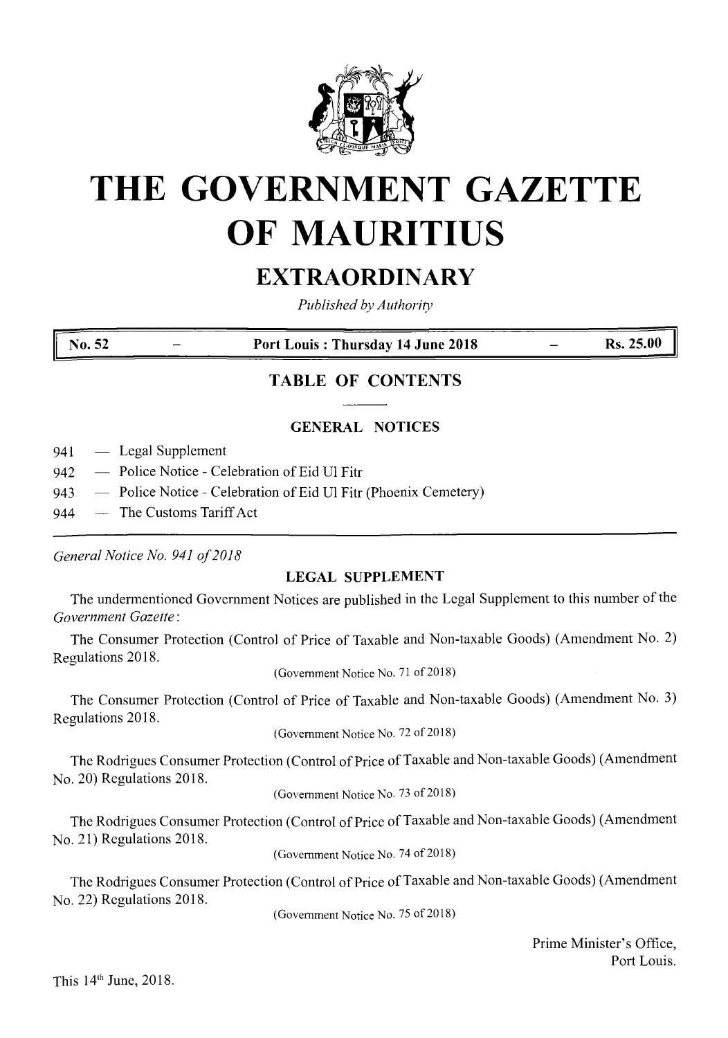# THE GOVERNMENT GAZETTE OF MAURITIUS

## EXTRAORDINARY

*Published by Authority*

| No. 52 | — | Port Louis : Thursday 14 June 2018 | — | Rs. 25.00 |
|---|---|---|---|---|

## TABLE OF CONTENTS

### GENERAL NOTICES

941 — Legal Supplement

942 — Police Notice - Celebration of Eid Ul Fitr

943 — Police Notice - Celebration of Eid Ul Fitr (Phoenix Cemetery)

944 — The Customs Tariff Act

---

*General Notice No. 941 of 2018*

### LEGAL SUPPLEMENT

The undermentioned Government Notices are published in the Legal Supplement to this number of the *Government Gazette*:

The Consumer Protection (Control of Price of Taxable and Non-taxable Goods) (Amendment No. 2) Regulations 2018.

(Government Notice No. 71 of 2018)

The Consumer Protection (Control of Price of Taxable and Non-taxable Goods) (Amendment No. 3) Regulations 2018.

(Government Notice No. 72 of 2018)

The Rodrigues Consumer Protection (Control of Price of Taxable and Non-taxable Goods) (Amendment No. 20) Regulations 2018.

(Government Notice No. 73 of 2018)

The Rodrigues Consumer Protection (Control of Price of Taxable and Non-taxable Goods) (Amendment No. 21) Regulations 2018.

(Government Notice No. 74 of 2018)

The Rodrigues Consumer Protection (Control of Price of Taxable and Non-taxable Goods) (Amendment No. 22) Regulations 2018.

(Government Notice No. 75 of 2018)

Prime Minister's Office,
Port Louis.

This 14th June, 2018.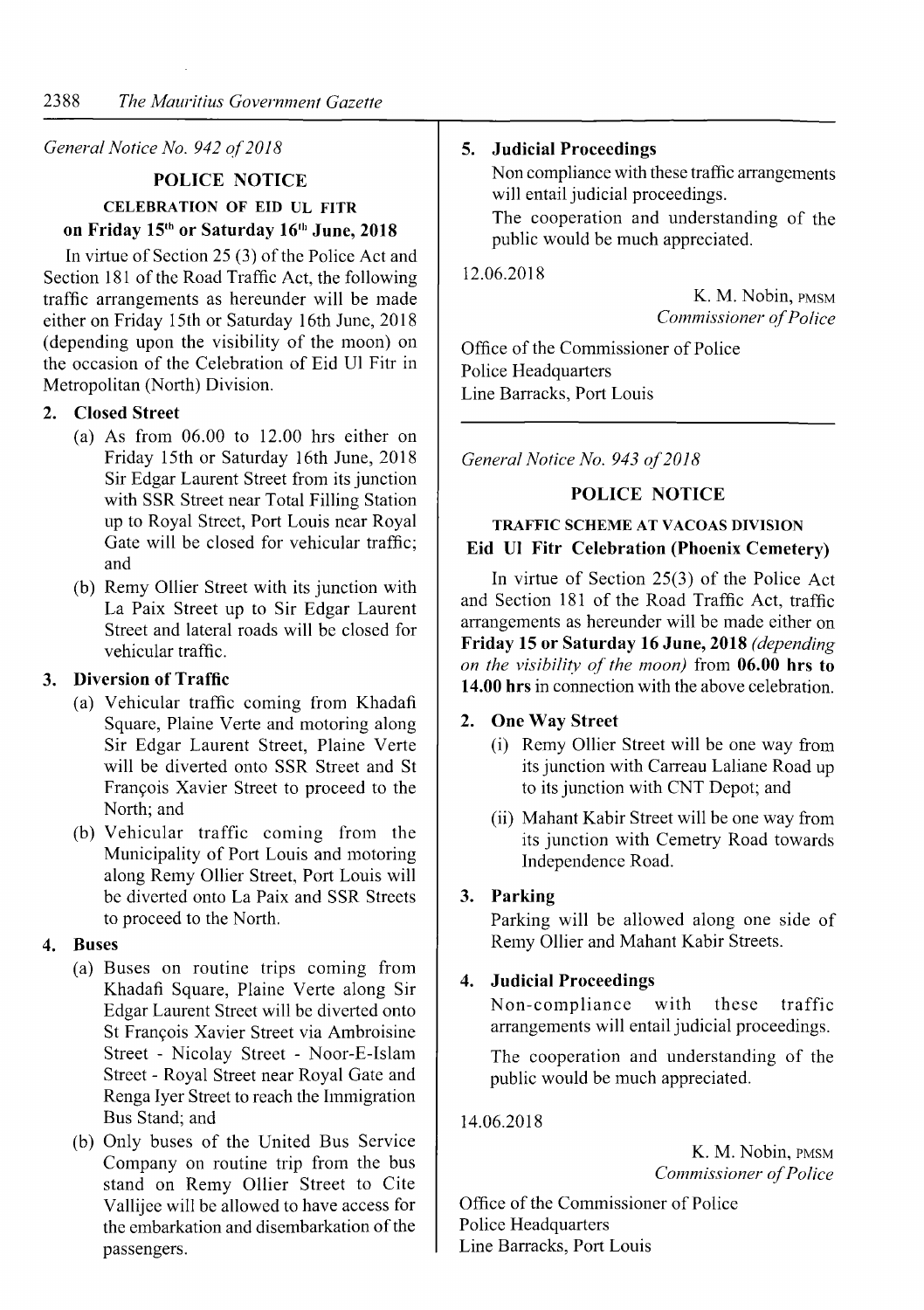*General Notice No. 942 of 2018*

## POLICE NOTICE

### CELEBRATION OF EID UL FITR

### on Friday 15th or Saturday 16th June, 2018

In virtue of Section 25 (3) of the Police Act and Section 181 of the Road Traffic Act, the following traffic arrangements as hereunder will be made either on Friday 15th or Saturday 16th June, 2018 (depending upon the visibility of the moon) on the occasion of the Celebration of Eid Ul Fitr in Metropolitan (North) Division.

**2. Closed Street**

(a) As from 06.00 to 12.00 hrs either on Friday 15th or Saturday 16th June, 2018 Sir Edgar Laurent Street from its junction with SSR Street near Total Filling Station up to Royal Street, Port Louis near Royal Gate will be closed for vehicular traffic; and

(b) Remy Ollier Street with its junction with La Paix Street up to Sir Edgar Laurent Street and lateral roads will be closed for vehicular traffic.

**3. Diversion of Traffic**

(a) Vehicular traffic coming from Khadafi Square, Plaine Verte and motoring along Sir Edgar Laurent Street, Plaine Verte will be diverted onto SSR Street and St François Xavier Street to proceed to the North; and

(b) Vehicular traffic coming from the Municipality of Port Louis and motoring along Remy Ollier Street, Port Louis will be diverted onto La Paix and SSR Streets to proceed to the North.

**4. Buses**

(a) Buses on routine trips coming from Khadafi Square, Plaine Verte along Sir Edgar Laurent Street will be diverted onto St François Xavier Street via Ambroisine Street - Nicolay Street - Noor-E-Islam Street - Royal Street near Royal Gate and Renga Iyer Street to reach the Immigration Bus Stand; and

(b) Only buses of the United Bus Service Company on routine trip from the bus stand on Remy Ollier Street to Cite Vallijee will be allowed to have access for the embarkation and disembarkation of the passengers.

**5. Judicial Proceedings**

Non compliance with these traffic arrangements will entail judicial proceedings.

The cooperation and understanding of the public would be much appreciated.

12.06.2018

K. M. Nobin, PMSM
*Commissioner of Police*

Office of the Commissioner of Police
Police Headquarters
Line Barracks, Port Louis

---

*General Notice No. 943 of 2018*

## POLICE NOTICE

### TRAFFIC SCHEME AT VACOAS DIVISION

### Eid Ul Fitr Celebration (Phoenix Cemetery)

In virtue of Section 25(3) of the Police Act and Section 181 of the Road Traffic Act, traffic arrangements as hereunder will be made either on **Friday 15 or Saturday 16 June, 2018** *(depending on the visibility of the moon)* from **06.00 hrs to 14.00 hrs** in connection with the above celebration.

**2. One Way Street**

(i) Remy Ollier Street will be one way from its junction with Carreau Laliane Road up to its junction with CNT Depot; and

(ii) Mahant Kabir Street will be one way from its junction with Cemetry Road towards Independence Road.

**3. Parking**

Parking will be allowed along one side of Remy Ollier and Mahant Kabir Streets.

**4. Judicial Proceedings**

Non-compliance with these traffic arrangements will entail judicial proceedings.

The cooperation and understanding of the public would be much appreciated.

14.06.2018

K. M. Nobin, PMSM
*Commissioner of Police*

Office of the Commissioner of Police
Police Headquarters
Line Barracks, Port Louis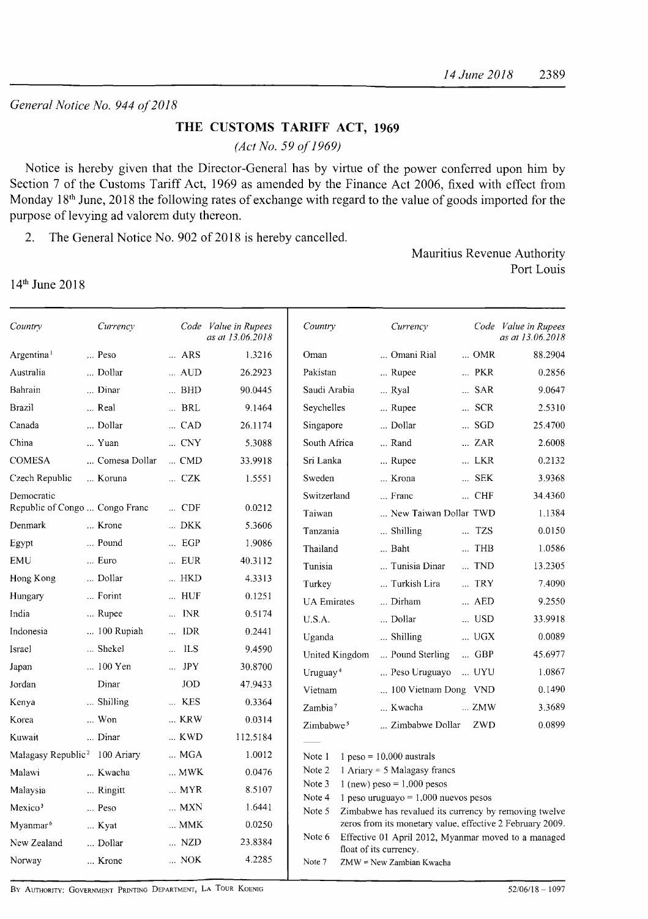*General Notice No. 944 of 2018*

## THE CUSTOMS TARIFF ACT, 1969

*(Act No. 59 of 1969)*

Notice is hereby given that the Director-General has by virtue of the power conferred upon him by Section 7 of the Customs Tariff Act, 1969 as amended by the Finance Act 2006, fixed with effect from Monday 18th June, 2018 the following rates of exchange with regard to the value of goods imported for the purpose of levying ad valorem duty thereon.

2. The General Notice No. 902 of 2018 is hereby cancelled.

Mauritius Revenue Authority
Port Louis

14th June 2018

| *Country* | *Currency* | *Code* | *Value in Rupees as at 13.06.2018* |
|---|---|---|---|
| Argentina[1] | ... Peso | ... ARS | 1.3216 |
| Australia | ... Dollar | ... AUD | 26.2923 |
| Bahrain | ... Dinar | ... BHD | 90.0445 |
| Brazil | ... Real | ... BRL | 9.1464 |
| Canada | ... Dollar | ... CAD | 26.1174 |
| China | ... Yuan | ... CNY | 5.3088 |
| COMESA | ... Comesa Dollar | ... CMD | 33.9918 |
| Czech Republic | ... Koruna | ... CZK | 1.5551 |
| Democratic Republic of Congo | ... Congo Franc | ... CDF | 0.0212 |
| Denmark | ... Krone | ... DKK | 5.3606 |
| Egypt | ... Pound | ... EGP | 1.9086 |
| EMU | ... Euro | ... EUR | 40.3112 |
| Hong Kong | ... Dollar | ... HKD | 4.3313 |
| Hungary | ... Forint | ... HUF | 0.1251 |
| India | ... Rupee | ... INR | 0.5174 |
| Indonesia | ... 100 Rupiah | ... IDR | 0.2441 |
| Israel | ... Shekel | ... ILS | 9.4590 |
| Japan | ... 100 Yen | ... JPY | 30.8700 |
| Jordan | Dinar | JOD | 47.9433 |
| Kenya | ... Shilling | ... KES | 0.3364 |
| Korea | ... Won | ... KRW | 0.0314 |
| Kuwait | ... Dinar | ... KWD | 112.5184 |
| Malagasy Republic[2] | 100 Ariary | ... MGA | 1.0012 |
| Malawi | ... Kwacha | ... MWK | 0.0476 |
| Malaysia | ... Ringitt | ... MYR | 8.5107 |
| Mexico[3] | ... Peso | ... MXN | 1.6441 |
| Myanmar[6] | ... Kyat | ... MMK | 0.0250 |
| New Zealand | ... Dollar | ... NZD | 23.8384 |
| Norway | ... Krone | ... NOK | 4.2285 |
| Oman | ... Omani Rial | ... OMR | 88.2904 |
| Pakistan | ... Rupee | ... PKR | 0.2856 |
| Saudi Arabia | ... Ryal | ... SAR | 9.0647 |
| Seychelles | ... Rupee | ... SCR | 2.5310 |
| Singapore | ... Dollar | ... SGD | 25.4700 |
| South Africa | ... Rand | ... ZAR | 2.6008 |
| Sri Lanka | ... Rupee | ... LKR | 0.2132 |
| Sweden | ... Krona | ... SEK | 3.9368 |
| Switzerland | ... Franc | ... CHF | 34.4360 |
| Taiwan | ... New Taiwan Dollar | TWD | 1.1384 |
| Tanzania | ... Shilling | ... TZS | 0.0150 |
| Thailand | ... Baht | ... THB | 1.0586 |
| Tunisia | ... Tunisia Dinar | ... TND | 13.2305 |
| Turkey | ... Turkish Lira | ... TRY | 7.4090 |
| UA Emirates | ... Dirham | ... AED | 9.2550 |
| U.S.A. | ... Dollar | ... USD | 33.9918 |
| Uganda | ... Shilling | ... UGX | 0.0089 |
| United Kingdom | ... Pound Sterling | ... GBP | 45.6977 |
| Uruguay[4] | ... Peso Uruguayo | ... UYU | 1.0867 |
| Vietnam | ... 100 Vietnam Dong | VND | 0.1490 |
| Zambia[7] | ... Kwacha | ... ZMW | 3.3689 |
| Zimbabwe[5] | ... Zimbabwe Dollar | ZWD | 0.0899 |

Note 1 1 peso = 10,000 australs

Note 2 1 Ariary = 5 Malagasy francs

Note 3 1 (new) peso = 1,000 pesos

Note 4 1 peso uruguayo = 1,000 nuevos pesos

Note 5 Zimbabwe has revalued its currency by removing twelve zeros from its monetary value, effective 2 February 2009.

Note 6 Effective 01 April 2012, Myanmar moved to a managed float of its currency.

Note 7 ZMW = New Zambian Kwacha